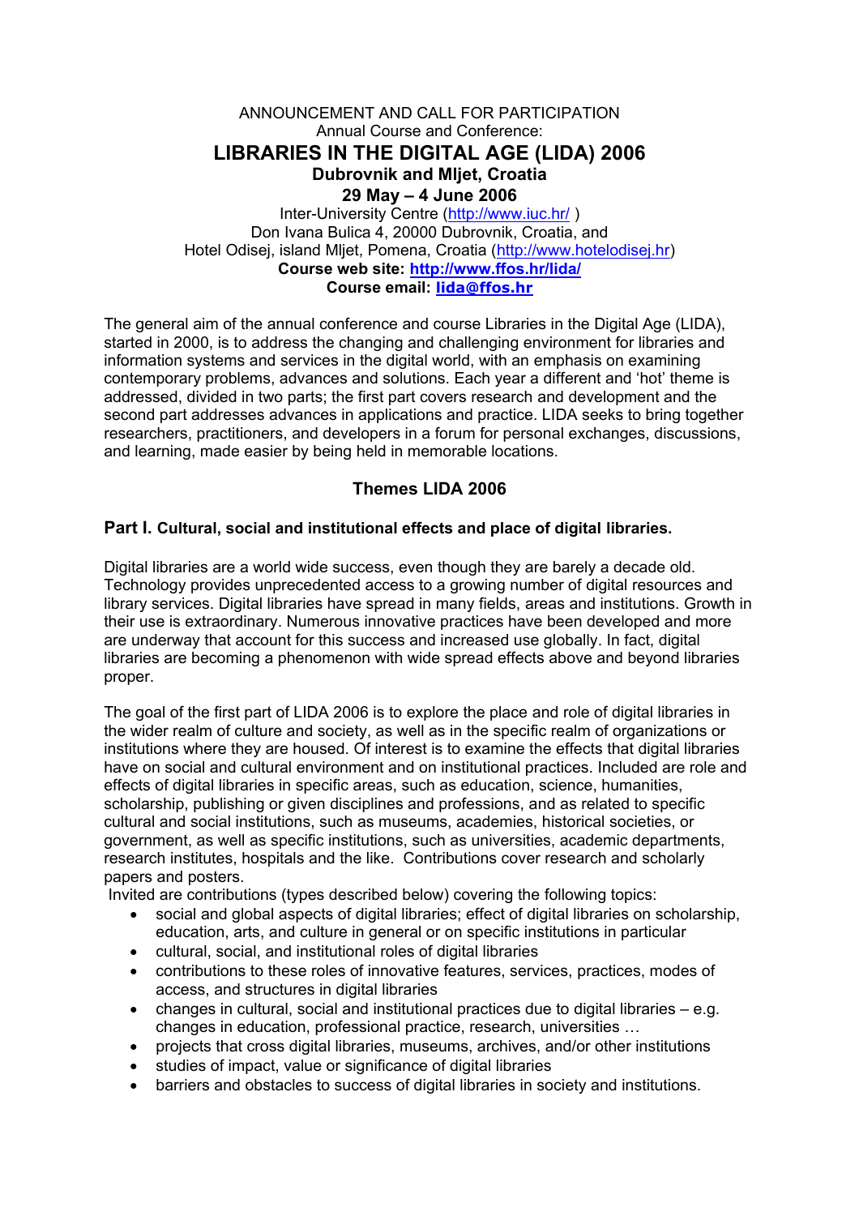ANNOUNCEMENT AND CALL FOR PARTICIPATION
Annual Course and Conference:

# LIBRARIES IN THE DIGITAL AGE (LIDA) 2006

**Dubrovnik and Mljet, Croatia**
**29 May – 4 June 2006**

Inter-University Centre (http://www.iuc.hr/ )
Don Ivana Bulica 4, 20000 Dubrovnik, Croatia, and
Hotel Odisej, island Mljet, Pomena, Croatia (http://www.hotelodisej.hr)
**Course web site: http://www.ffos.hr/lida/**
**Course email: lida@ffos.hr**

The general aim of the annual conference and course Libraries in the Digital Age (LIDA), started in 2000, is to address the changing and challenging environment for libraries and information systems and services in the digital world, with an emphasis on examining contemporary problems, advances and solutions. Each year a different and 'hot' theme is addressed, divided in two parts; the first part covers research and development and the second part addresses advances in applications and practice. LIDA seeks to bring together researchers, practitioners, and developers in a forum for personal exchanges, discussions, and learning, made easier by being held in memorable locations.

## Themes LIDA 2006

### Part I. Cultural, social and institutional effects and place of digital libraries.

Digital libraries are a world wide success, even though they are barely a decade old. Technology provides unprecedented access to a growing number of digital resources and library services. Digital libraries have spread in many fields, areas and institutions. Growth in their use is extraordinary. Numerous innovative practices have been developed and more are underway that account for this success and increased use globally. In fact, digital libraries are becoming a phenomenon with wide spread effects above and beyond libraries proper.

The goal of the first part of LIDA 2006 is to explore the place and role of digital libraries in the wider realm of culture and society, as well as in the specific realm of organizations or institutions where they are housed. Of interest is to examine the effects that digital libraries have on social and cultural environment and on institutional practices. Included are role and effects of digital libraries in specific areas, such as education, science, humanities, scholarship, publishing or given disciplines and professions, and as related to specific cultural and social institutions, such as museums, academies, historical societies, or government, as well as specific institutions, such as universities, academic departments, research institutes, hospitals and the like. Contributions cover research and scholarly papers and posters.

Invited are contributions (types described below) covering the following topics:

- social and global aspects of digital libraries; effect of digital libraries on scholarship, education, arts, and culture in general or on specific institutions in particular
- cultural, social, and institutional roles of digital libraries
- contributions to these roles of innovative features, services, practices, modes of access, and structures in digital libraries
- changes in cultural, social and institutional practices due to digital libraries – e.g. changes in education, professional practice, research, universities …
- projects that cross digital libraries, museums, archives, and/or other institutions
- studies of impact, value or significance of digital libraries
- barriers and obstacles to success of digital libraries in society and institutions.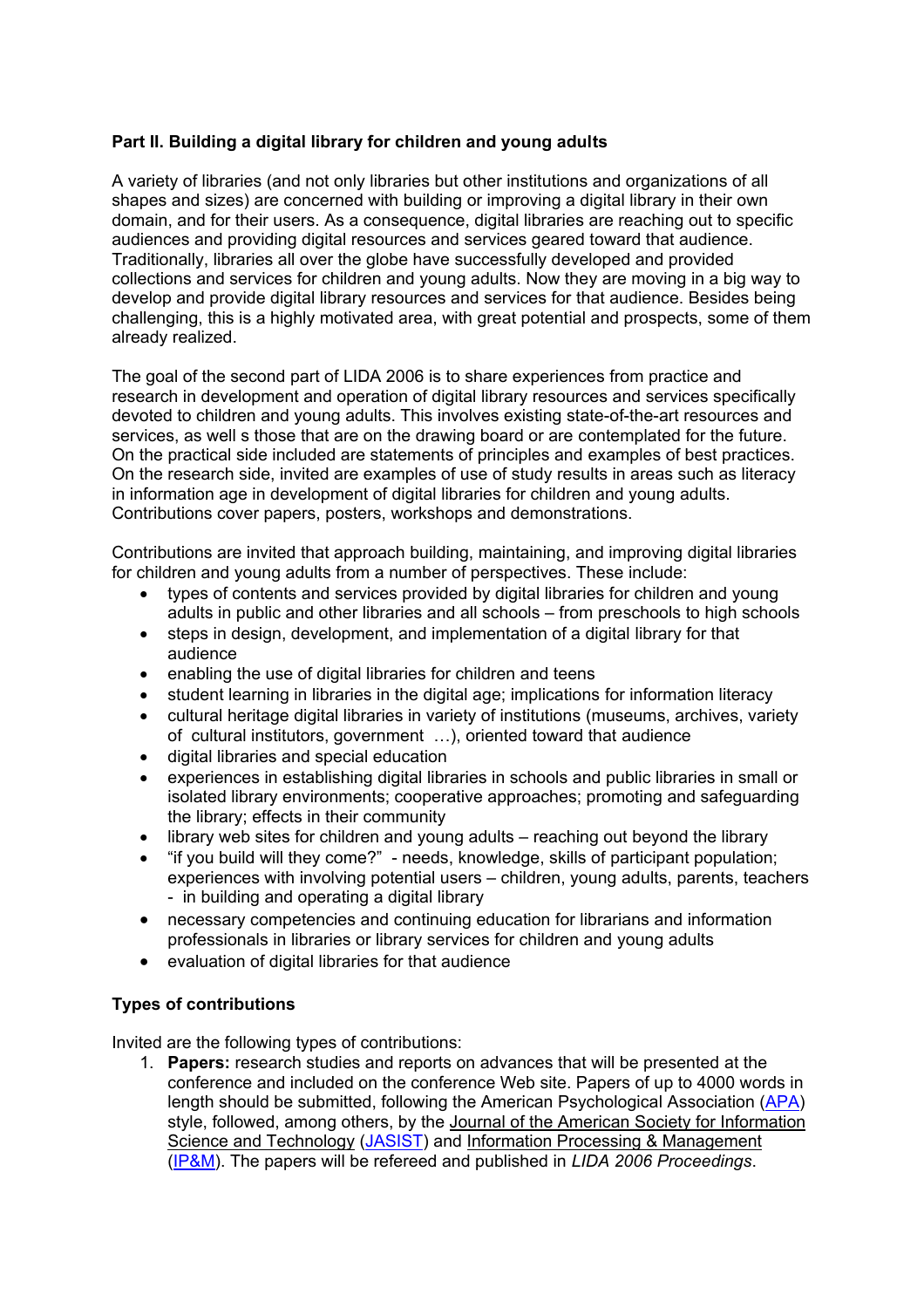**Part II. Building a digital library for children and young adults**

A variety of libraries (and not only libraries but other institutions and organizations of all shapes and sizes) are concerned with building or improving a digital library in their own domain, and for their users. As a consequence, digital libraries are reaching out to specific audiences and providing digital resources and services geared toward that audience. Traditionally, libraries all over the globe have successfully developed and provided collections and services for children and young adults. Now they are moving in a big way to develop and provide digital library resources and services for that audience. Besides being challenging, this is a highly motivated area, with great potential and prospects, some of them already realized.

The goal of the second part of LIDA 2006 is to share experiences from practice and research in development and operation of digital library resources and services specifically devoted to children and young adults. This involves existing state-of-the-art resources and services, as well s those that are on the drawing board or are contemplated for the future. On the practical side included are statements of principles and examples of best practices. On the research side, invited are examples of use of study results in areas such as literacy in information age in development of digital libraries for children and young adults. Contributions cover papers, posters, workshops and demonstrations.

Contributions are invited that approach building, maintaining, and improving digital libraries for children and young adults from a number of perspectives. These include:

- types of contents and services provided by digital libraries for children and young adults in public and other libraries and all schools – from preschools to high schools
- steps in design, development, and implementation of a digital library for that audience
- enabling the use of digital libraries for children and teens
- student learning in libraries in the digital age; implications for information literacy
- cultural heritage digital libraries in variety of institutions (museums, archives, variety of cultural institutors, government …), oriented toward that audience
- digital libraries and special education
- experiences in establishing digital libraries in schools and public libraries in small or isolated library environments; cooperative approaches; promoting and safeguarding the library; effects in their community
- library web sites for children and young adults – reaching out beyond the library
- "if you build will they come?" - needs, knowledge, skills of participant population; experiences with involving potential users – children, young adults, parents, teachers - in building and operating a digital library
- necessary competencies and continuing education for librarians and information professionals in libraries or library services for children and young adults
- evaluation of digital libraries for that audience

**Types of contributions**

Invited are the following types of contributions:

1. **Papers:** research studies and reports on advances that will be presented at the conference and included on the conference Web site. Papers of up to 4000 words in length should be submitted, following the American Psychological Association (APA) style, followed, among others, by the Journal of the American Society for Information Science and Technology (JASIST) and Information Processing & Management (IP&M). The papers will be refereed and published in *LIDA 2006 Proceedings*.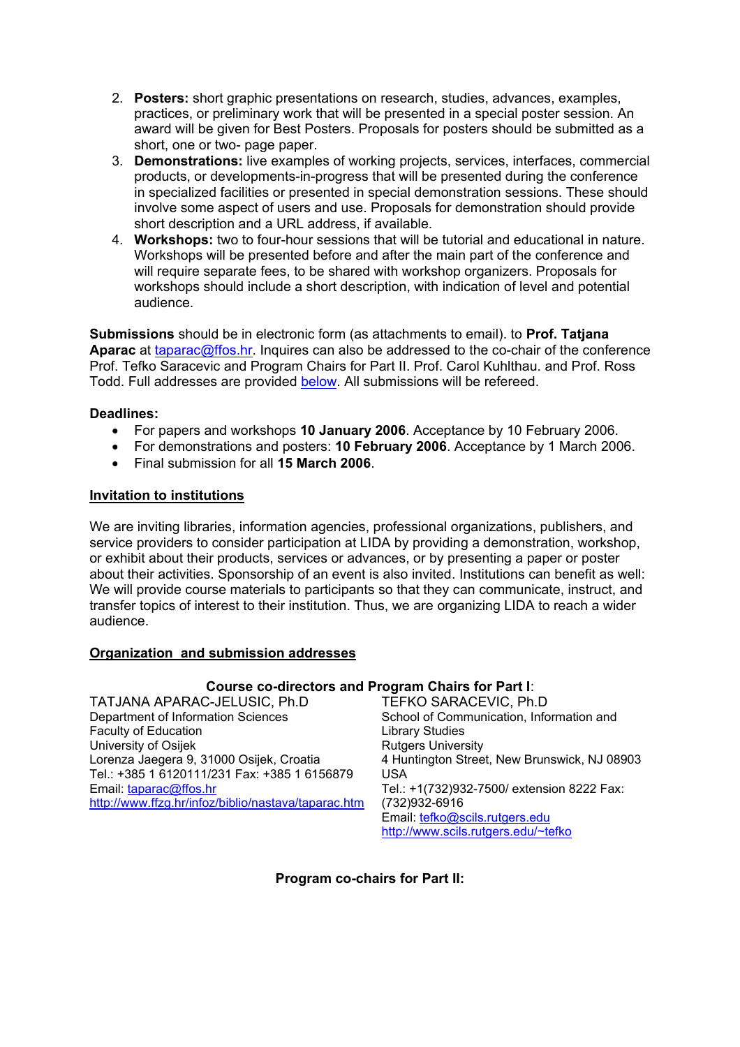2. **Posters:** short graphic presentations on research, studies, advances, examples, practices, or preliminary work that will be presented in a special poster session. An award will be given for Best Posters. Proposals for posters should be submitted as a short, one or two- page paper.
3. **Demonstrations:** live examples of working projects, services, interfaces, commercial products, or developments-in-progress that will be presented during the conference in specialized facilities or presented in special demonstration sessions. These should involve some aspect of users and use. Proposals for demonstration should provide short description and a URL address, if available.
4. **Workshops:** two to four-hour sessions that will be tutorial and educational in nature. Workshops will be presented before and after the main part of the conference and will require separate fees, to be shared with workshop organizers. Proposals for workshops should include a short description, with indication of level and potential audience.

**Submissions** should be in electronic form (as attachments to email). to **Prof. Tatjana Aparac** at taparac@ffos.hr. Inquires can also be addressed to the co-chair of the conference Prof. Tefko Saracevic and Program Chairs for Part II. Prof. Carol Kuhlthau. and Prof. Ross Todd. Full addresses are provided below. All submissions will be refereed.

**Deadlines:**

- For papers and workshops **10 January 2006**. Acceptance by 10 February 2006.
- For demonstrations and posters: **10 February 2006**. Acceptance by 1 March 2006.
- Final submission for all **15 March 2006**.

## Invitation to institutions

We are inviting libraries, information agencies, professional organizations, publishers, and service providers to consider participation at LIDA by providing a demonstration, workshop, or exhibit about their products, services or advances, or by presenting a paper or poster about their activities. Sponsorship of an event is also invited. Institutions can benefit as well: We will provide course materials to participants so that they can communicate, instruct, and transfer topics of interest to their institution. Thus, we are organizing LIDA to reach a wider audience.

## Organization and submission addresses

**Course co-directors and Program Chairs for Part I:**

TATJANA APARAC-JELUSIC, Ph.D
Department of Information Sciences
Faculty of Education
University of Osijek
Lorenza Jaegera 9, 31000 Osijek, Croatia
Tel.: +385 1 6120111/231 Fax: +385 1 6156879
Email: taparac@ffos.hr
http://www.ffzg.hr/infoz/biblio/nastava/taparac.htm

TEFKO SARACEVIC, Ph.D
School of Communication, Information and Library Studies
Rutgers University
4 Huntington Street, New Brunswick, NJ 08903 USA
Tel.: +1(732)932-7500/ extension 8222 Fax: (732)932-6916
Email: tefko@scils.rutgers.edu
http://www.scils.rutgers.edu/~tefko

**Program co-chairs for Part II:**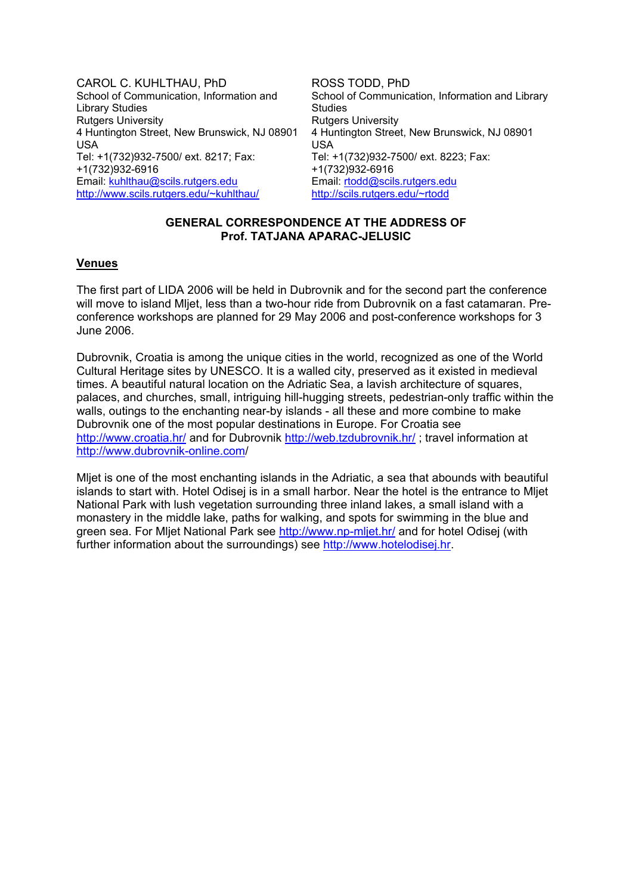CAROL C. KUHLTHAU, PhD
School of Communication, Information and Library Studies
Rutgers University
4 Huntington Street, New Brunswick, NJ 08901 USA
Tel: +1(732)932-7500/ ext. 8217; Fax: +1(732)932-6916
Email: kuhlthau@scils.rutgers.edu
http://www.scils.rutgers.edu/~kuhlthau/

ROSS TODD, PhD
School of Communication, Information and Library Studies
Rutgers University
4 Huntington Street, New Brunswick, NJ 08901 USA
Tel: +1(732)932-7500/ ext. 8223; Fax: +1(732)932-6916
Email: rtodd@scils.rutgers.edu
http://scils.rutgers.edu/~rtodd

**GENERAL CORRESPONDENCE AT THE ADDRESS OF**
**Prof. TATJANA APARAC-JELUSIC**

## Venues

The first part of LIDA 2006 will be held in Dubrovnik and for the second part the conference will move to island Mljet, less than a two-hour ride from Dubrovnik on a fast catamaran. Pre-conference workshops are planned for 29 May 2006 and post-conference workshops for 3 June 2006.

Dubrovnik, Croatia is among the unique cities in the world, recognized as one of the World Cultural Heritage sites by UNESCO. It is a walled city, preserved as it existed in medieval times. A beautiful natural location on the Adriatic Sea, a lavish architecture of squares, palaces, and churches, small, intriguing hill-hugging streets, pedestrian-only traffic within the walls, outings to the enchanting near-by islands - all these and more combine to make Dubrovnik one of the most popular destinations in Europe. For Croatia see http://www.croatia.hr/ and for Dubrovnik http://web.tzdubrovnik.hr/ ; travel information at http://www.dubrovnik-online.com/

Mljet is one of the most enchanting islands in the Adriatic, a sea that abounds with beautiful islands to start with. Hotel Odisej is in a small harbor. Near the hotel is the entrance to Mljet National Park with lush vegetation surrounding three inland lakes, a small island with a monastery in the middle lake, paths for walking, and spots for swimming in the blue and green sea. For Mljet National Park see http://www.np-mljet.hr/ and for hotel Odisej (with further information about the surroundings) see http://www.hotelodisej.hr.